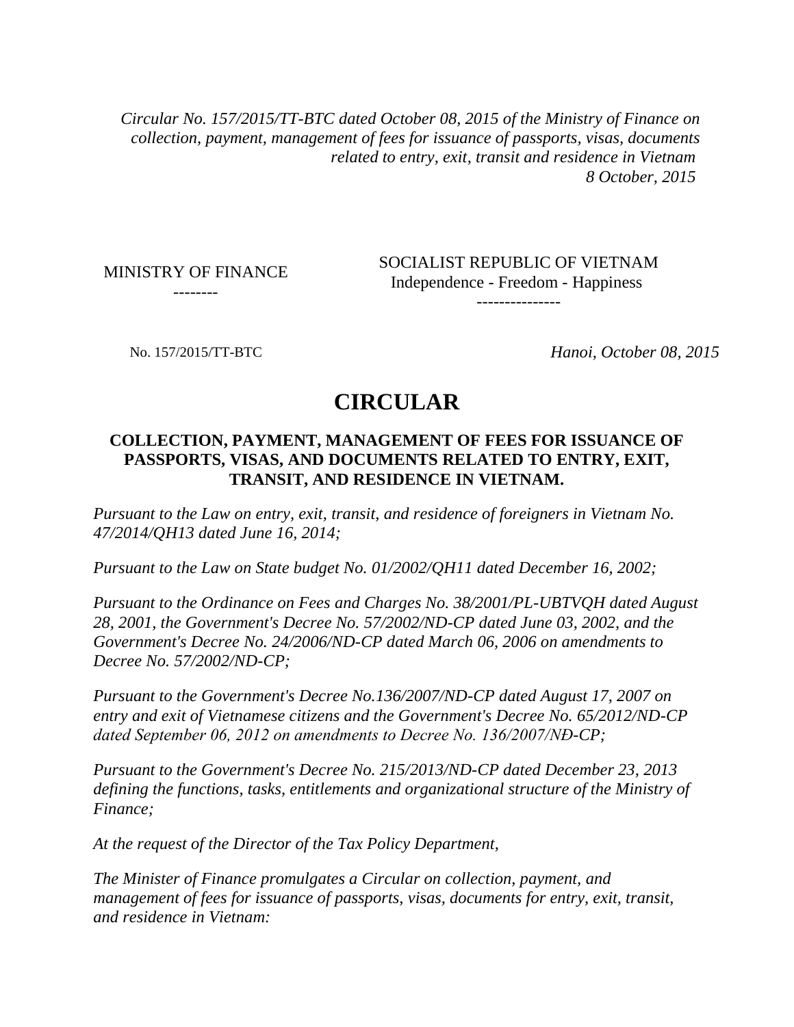*Circular No. 157/2015/TT-BTC dated October 08, 2015 of the Ministry of Finance on collection, payment, management of fees for issuance of passports, visas, documents related to entry, exit, transit and residence in Vietnam*
*8 October, 2015*

| MINISTRY OF FINANCE<br>-------- | SOCIALIST REPUBLIC OF VIETNAM<br>Independence - Freedom - Happiness<br>--------------- |
|---|---|
| No. 157/2015/TT-BTC | *Hanoi, October 08, 2015* |

# CIRCULAR

## COLLECTION, PAYMENT, MANAGEMENT OF FEES FOR ISSUANCE OF PASSPORTS, VISAS, AND DOCUMENTS RELATED TO ENTRY, EXIT, TRANSIT, AND RESIDENCE IN VIETNAM.

*Pursuant to the Law on entry, exit, transit, and residence of foreigners in Vietnam No. 47/2014/QH13 dated June 16, 2014;*

*Pursuant to the Law on State budget No. 01/2002/QH11 dated December 16, 2002;*

*Pursuant to the Ordinance on Fees and Charges No. 38/2001/PL-UBTVQH dated August 28, 2001, the Government's Decree No. 57/2002/ND-CP dated June 03, 2002, and the Government's Decree No. 24/2006/ND-CP dated March 06, 2006 on amendments to Decree No. 57/2002/ND-CP;*

*Pursuant to the Government's Decree No.136/2007/ND-CP dated August 17, 2007 on entry and exit of Vietnamese citizens and the Government's Decree No. 65/2012/ND-CP dated September 06, 2012 on amendments to Decree No. 136/2007/NĐ-CP;*

*Pursuant to the Government's Decree No. 215/2013/ND-CP dated December 23, 2013 defining the functions, tasks, entitlements and organizational structure of the Ministry of Finance;*

*At the request of the Director of the Tax Policy Department,*

*The Minister of Finance promulgates a Circular on collection, payment, and management of fees for issuance of passports, visas, documents for entry, exit, transit, and residence in Vietnam:*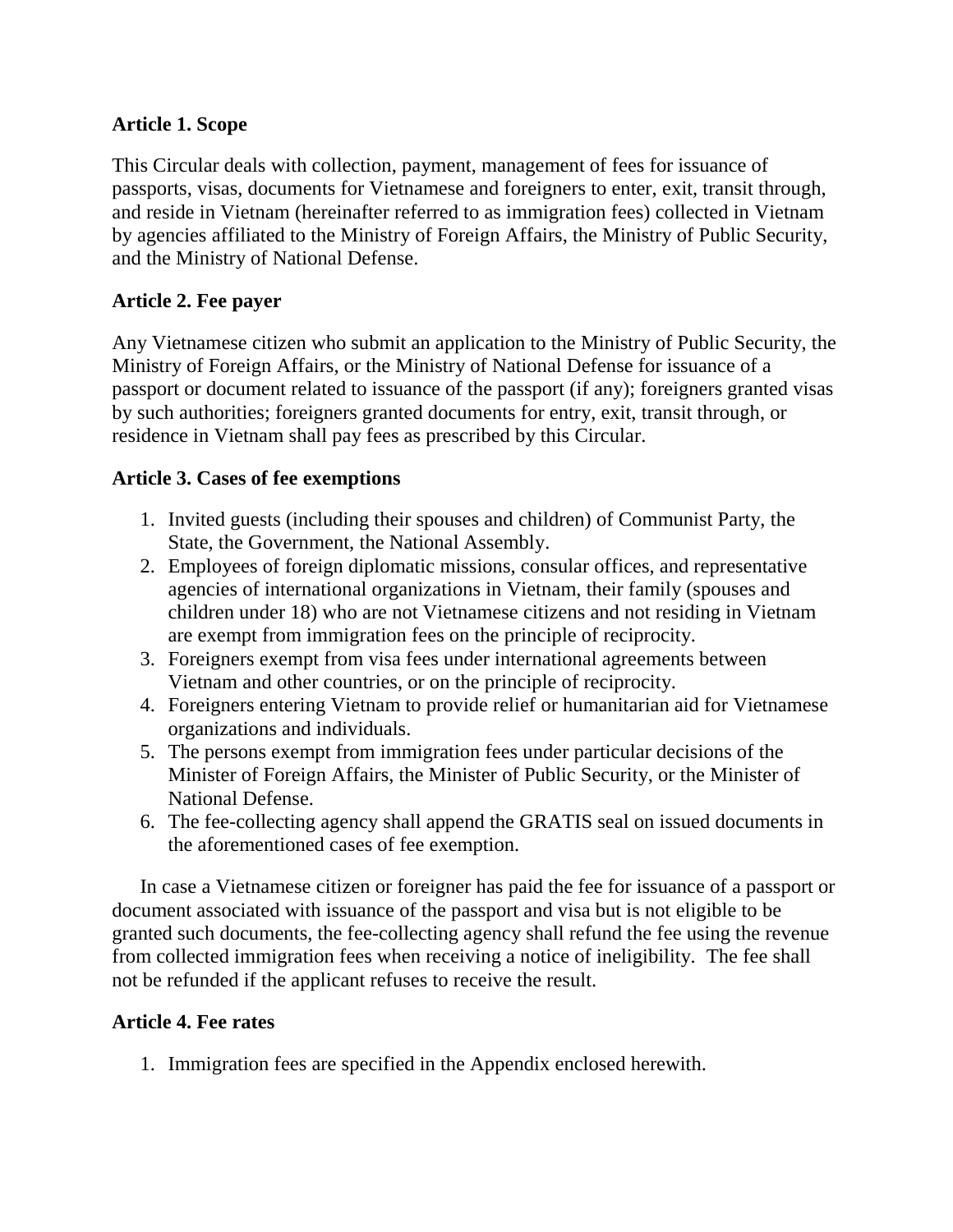**Article 1. Scope**

This Circular deals with collection, payment, management of fees for issuance of passports, visas, documents for Vietnamese and foreigners to enter, exit, transit through, and reside in Vietnam (hereinafter referred to as immigration fees) collected in Vietnam by agencies affiliated to the Ministry of Foreign Affairs, the Ministry of Public Security, and the Ministry of National Defense.

**Article 2. Fee payer**

Any Vietnamese citizen who submit an application to the Ministry of Public Security, the Ministry of Foreign Affairs, or the Ministry of National Defense for issuance of a passport or document related to issuance of the passport (if any); foreigners granted visas by such authorities; foreigners granted documents for entry, exit, transit through, or residence in Vietnam shall pay fees as prescribed by this Circular.

**Article 3. Cases of fee exemptions**

1. Invited guests (including their spouses and children) of Communist Party, the State, the Government, the National Assembly.
2. Employees of foreign diplomatic missions, consular offices, and representative agencies of international organizations in Vietnam, their family (spouses and children under 18) who are not Vietnamese citizens and not residing in Vietnam are exempt from immigration fees on the principle of reciprocity.
3. Foreigners exempt from visa fees under international agreements between Vietnam and other countries, or on the principle of reciprocity.
4. Foreigners entering Vietnam to provide relief or humanitarian aid for Vietnamese organizations and individuals.
5. The persons exempt from immigration fees under particular decisions of the Minister of Foreign Affairs, the Minister of Public Security, or the Minister of National Defense.
6. The fee-collecting agency shall append the GRATIS seal on issued documents in the aforementioned cases of fee exemption.

In case a Vietnamese citizen or foreigner has paid the fee for issuance of a passport or document associated with issuance of the passport and visa but is not eligible to be granted such documents, the fee-collecting agency shall refund the fee using the revenue from collected immigration fees when receiving a notice of ineligibility. The fee shall not be refunded if the applicant refuses to receive the result.

**Article 4. Fee rates**

1. Immigration fees are specified in the Appendix enclosed herewith.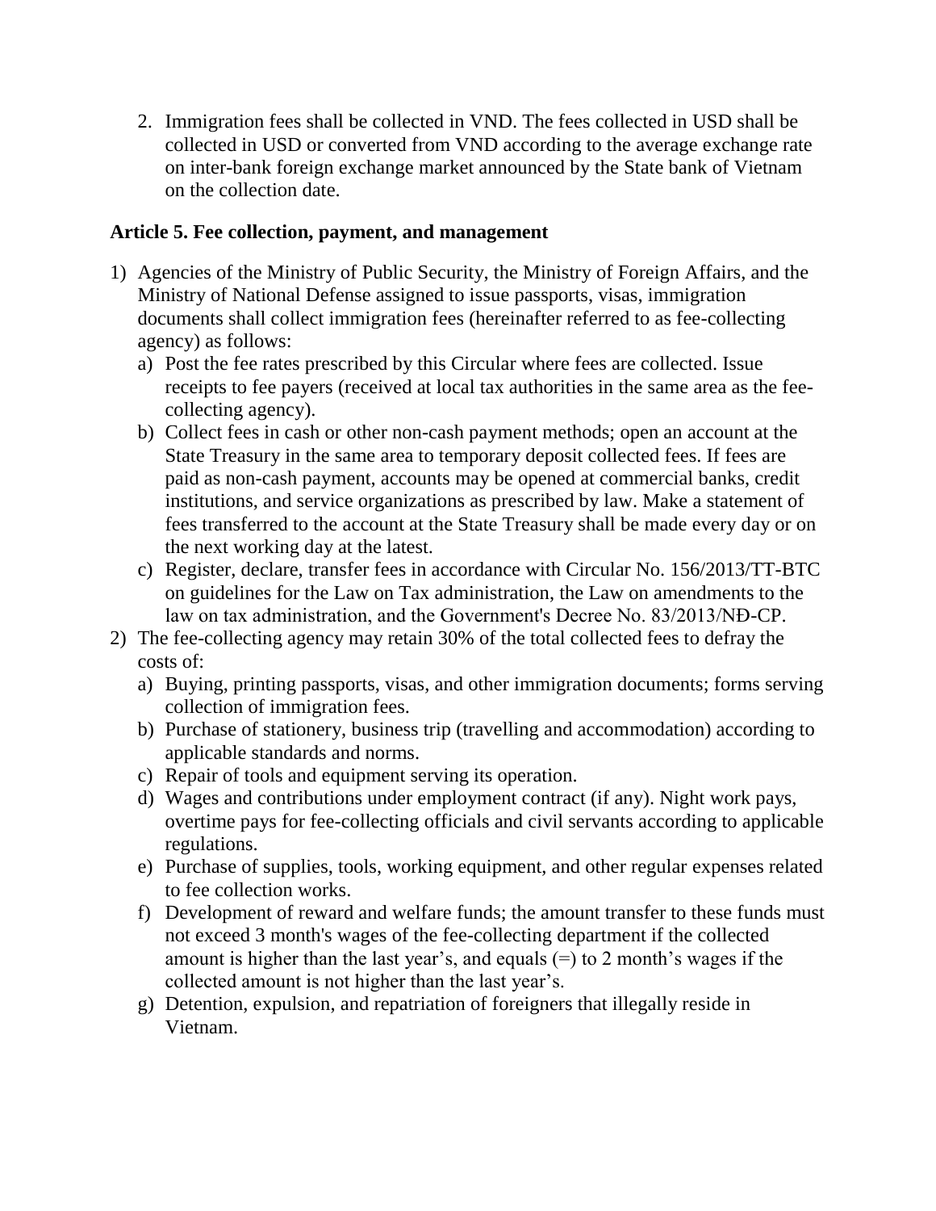2. Immigration fees shall be collected in VND. The fees collected in USD shall be collected in USD or converted from VND according to the average exchange rate on inter-bank foreign exchange market announced by the State bank of Vietnam on the collection date.

**Article 5. Fee collection, payment, and management**

1) Agencies of the Ministry of Public Security, the Ministry of Foreign Affairs, and the Ministry of National Defense assigned to issue passports, visas, immigration documents shall collect immigration fees (hereinafter referred to as fee-collecting agency) as follows:
   a) Post the fee rates prescribed by this Circular where fees are collected. Issue receipts to fee payers (received at local tax authorities in the same area as the fee-collecting agency).
   b) Collect fees in cash or other non-cash payment methods; open an account at the State Treasury in the same area to temporary deposit collected fees. If fees are paid as non-cash payment, accounts may be opened at commercial banks, credit institutions, and service organizations as prescribed by law. Make a statement of fees transferred to the account at the State Treasury shall be made every day or on the next working day at the latest.
   c) Register, declare, transfer fees in accordance with Circular No. 156/2013/TT-BTC on guidelines for the Law on Tax administration, the Law on amendments to the law on tax administration, and the Government's Decree No. 83/2013/NĐ-CP.
2) The fee-collecting agency may retain 30% of the total collected fees to defray the costs of:
   a) Buying, printing passports, visas, and other immigration documents; forms serving collection of immigration fees.
   b) Purchase of stationery, business trip (travelling and accommodation) according to applicable standards and norms.
   c) Repair of tools and equipment serving its operation.
   d) Wages and contributions under employment contract (if any). Night work pays, overtime pays for fee-collecting officials and civil servants according to applicable regulations.
   e) Purchase of supplies, tools, working equipment, and other regular expenses related to fee collection works.
   f) Development of reward and welfare funds; the amount transfer to these funds must not exceed 3 month's wages of the fee-collecting department if the collected amount is higher than the last year's, and equals (=) to 2 month's wages if the collected amount is not higher than the last year's.
   g) Detention, expulsion, and repatriation of foreigners that illegally reside in Vietnam.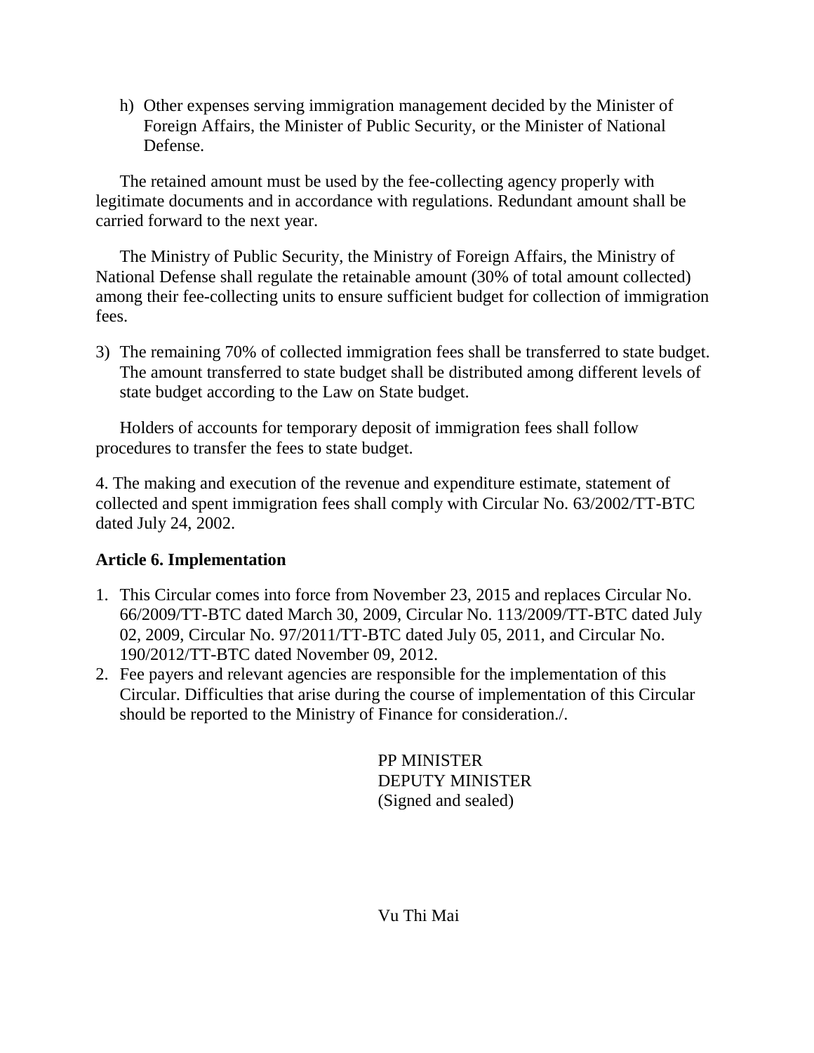h) Other expenses serving immigration management decided by the Minister of Foreign Affairs, the Minister of Public Security, or the Minister of National Defense.

The retained amount must be used by the fee-collecting agency properly with legitimate documents and in accordance with regulations. Redundant amount shall be carried forward to the next year.

The Ministry of Public Security, the Ministry of Foreign Affairs, the Ministry of National Defense shall regulate the retainable amount (30% of total amount collected) among their fee-collecting units to ensure sufficient budget for collection of immigration fees.

3) The remaining 70% of collected immigration fees shall be transferred to state budget. The amount transferred to state budget shall be distributed among different levels of state budget according to the Law on State budget.

Holders of accounts for temporary deposit of immigration fees shall follow procedures to transfer the fees to state budget.

4. The making and execution of the revenue and expenditure estimate, statement of collected and spent immigration fees shall comply with Circular No. 63/2002/TT-BTC dated July 24, 2002.

**Article 6. Implementation**

1. This Circular comes into force from November 23, 2015 and replaces Circular No. 66/2009/TT-BTC dated March 30, 2009, Circular No. 113/2009/TT-BTC dated July 02, 2009, Circular No. 97/2011/TT-BTC dated July 05, 2011, and Circular No. 190/2012/TT-BTC dated November 09, 2012.
2. Fee payers and relevant agencies are responsible for the implementation of this Circular. Difficulties that arise during the course of implementation of this Circular should be reported to the Ministry of Finance for consideration./.

PP MINISTER
DEPUTY MINISTER
(Signed and sealed)

Vu Thi Mai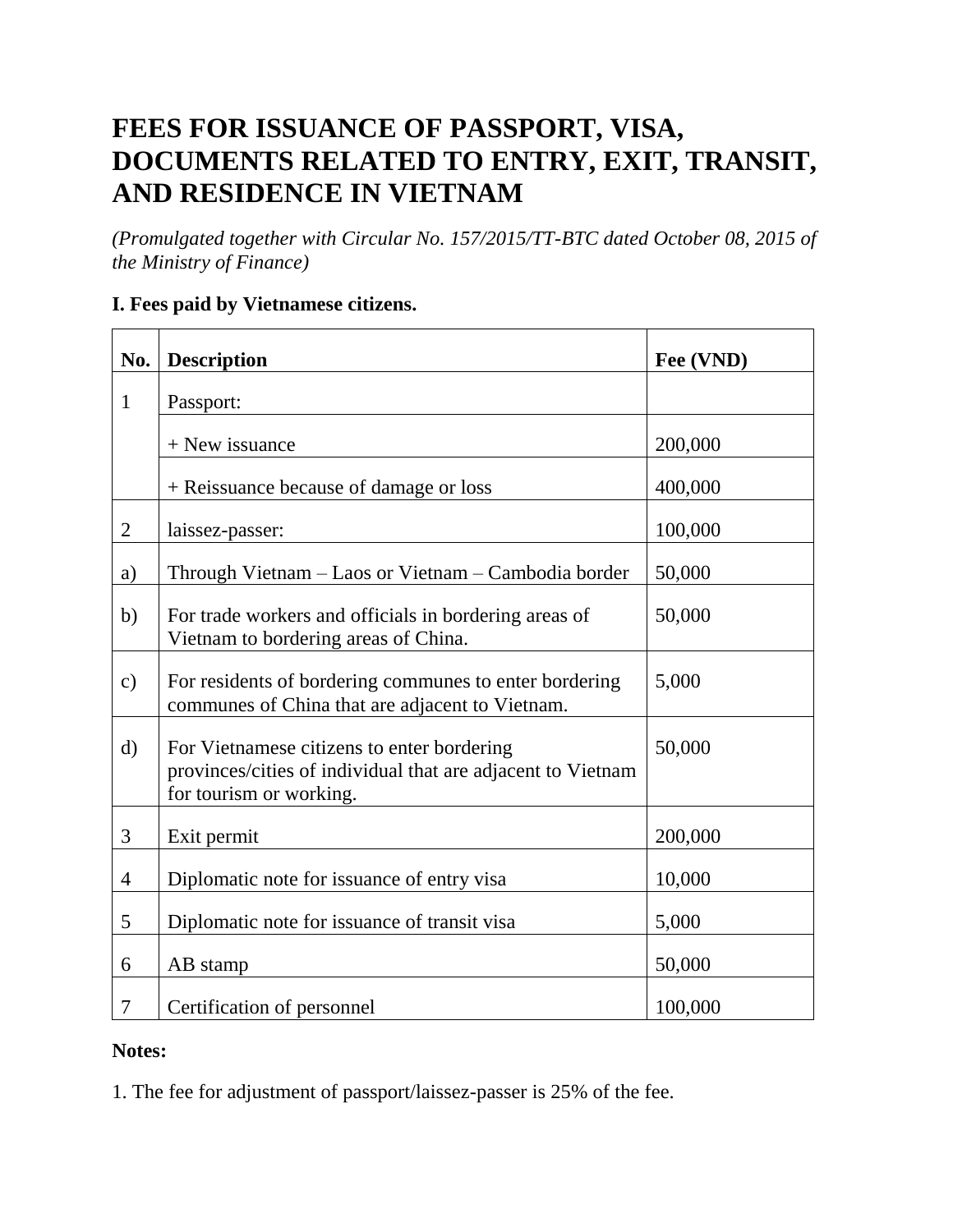# FEES FOR ISSUANCE OF PASSPORT, VISA, DOCUMENTS RELATED TO ENTRY, EXIT, TRANSIT, AND RESIDENCE IN VIETNAM

*(Promulgated together with Circular No. 157/2015/TT-BTC dated October 08, 2015 of the Ministry of Finance)*

**I. Fees paid by Vietnamese citizens.**

| No. | Description | Fee (VND) |
|---|---|---|
| 1 | Passport: | |
| | + New issuance | 200,000 |
| | + Reissuance because of damage or loss | 400,000 |
| 2 | laissez-passer: | 100,000 |
| a) | Through Vietnam – Laos or Vietnam – Cambodia border | 50,000 |
| b) | For trade workers and officials in bordering areas of Vietnam to bordering areas of China. | 50,000 |
| c) | For residents of bordering communes to enter bordering communes of China that are adjacent to Vietnam. | 5,000 |
| d) | For Vietnamese citizens to enter bordering provinces/cities of individual that are adjacent to Vietnam for tourism or working. | 50,000 |
| 3 | Exit permit | 200,000 |
| 4 | Diplomatic note for issuance of entry visa | 10,000 |
| 5 | Diplomatic note for issuance of transit visa | 5,000 |
| 6 | AB stamp | 50,000 |
| 7 | Certification of personnel | 100,000 |

**Notes:**

1. The fee for adjustment of passport/laissez-passer is 25% of the fee.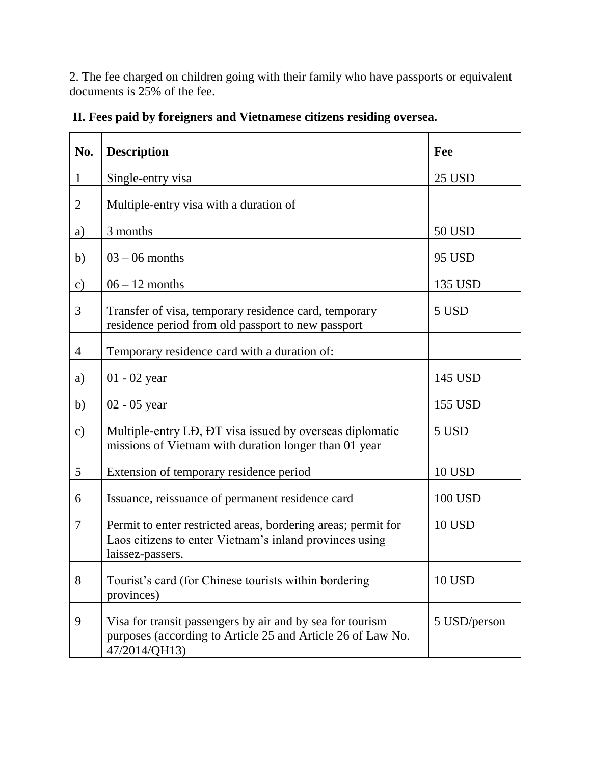2. The fee charged on children going with their family who have passports or equivalent documents is 25% of the fee.

**II. Fees paid by foreigners and Vietnamese citizens residing oversea.**

| **No.** | **Description** | **Fee** |
|---|---|---|
| 1 | Single-entry visa | 25 USD |
| 2 | Multiple-entry visa with a duration of | |
| a) | 3 months | 50 USD |
| b) | 03 – 06 months | 95 USD |
| c) | 06 – 12 months | 135 USD |
| 3 | Transfer of visa, temporary residence card, temporary residence period from old passport to new passport | 5 USD |
| 4 | Temporary residence card with a duration of: | |
| a) | 01 - 02 year | 145 USD |
| b) | 02 - 05 year | 155 USD |
| c) | Multiple-entry LĐ, ĐT visa issued by overseas diplomatic missions of Vietnam with duration longer than 01 year | 5 USD |
| 5 | Extension of temporary residence period | 10 USD |
| 6 | Issuance, reissuance of permanent residence card | 100 USD |
| 7 | Permit to enter restricted areas, bordering areas; permit for Laos citizens to enter Vietnam's inland provinces using laissez-passers. | 10 USD |
| 8 | Tourist's card (for Chinese tourists within bordering provinces) | 10 USD |
| 9 | Visa for transit passengers by air and by sea for tourism purposes (according to Article 25 and Article 26 of Law No. 47/2014/QH13) | 5 USD/person |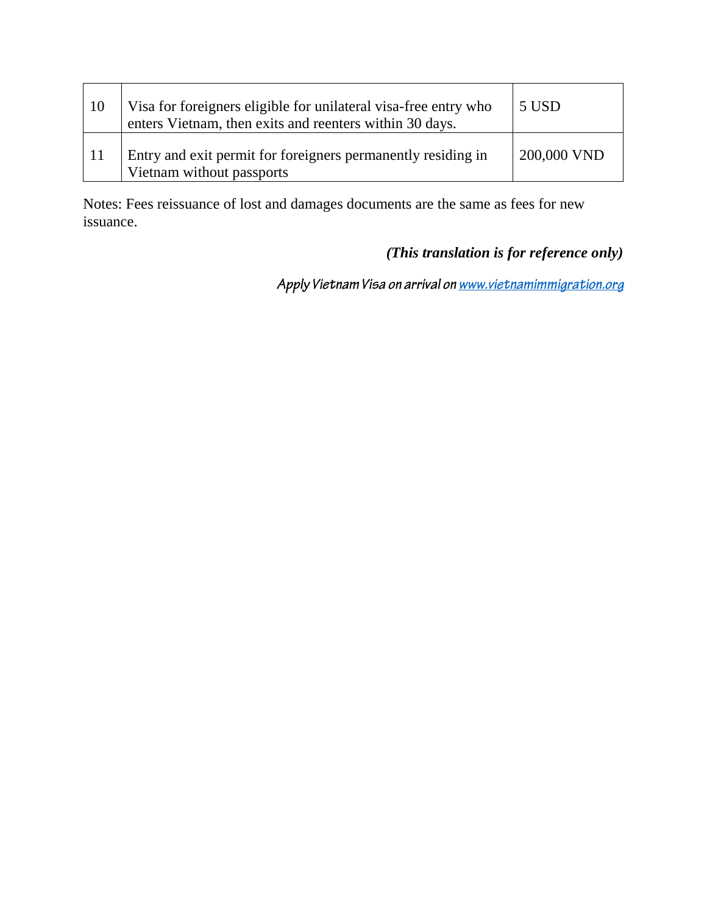| | | |
|---|---|---|
| 10 | Visa for foreigners eligible for unilateral visa-free entry who enters Vietnam, then exits and reenters within 30 days. | 5 USD |
| 11 | Entry and exit permit for foreigners permanently residing in Vietnam without passports | 200,000 VND |

Notes: Fees reissuance of lost and damages documents are the same as fees for new issuance.

***(This translation is for reference only)***

*Apply Vietnam Visa on arrival on [www.vietnamimmigration.org](www.vietnamimmigration.org)*